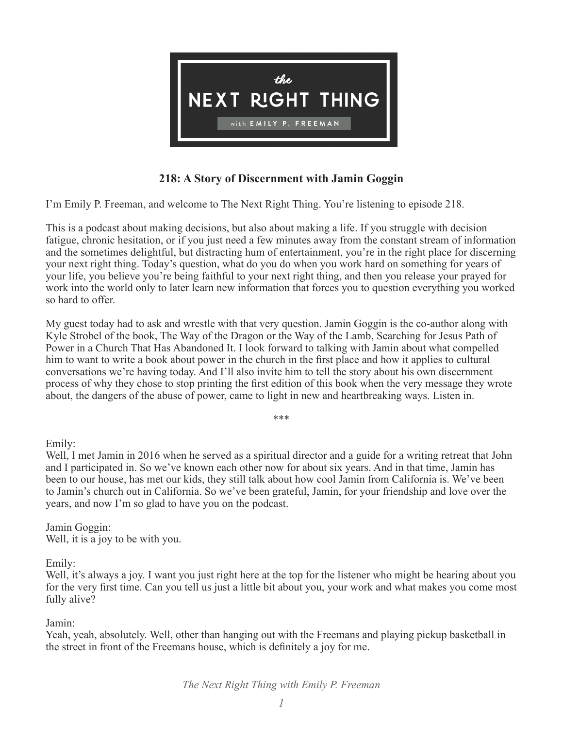# 218: A Story of Discernment with Jamin Goggin

I'm Emily P. Freeman, and welcome to The Next Right Thing. You're listening to episode 218.

This is a podcast about making decisions, but also about making a life. If you struggle with decision fatigue, chronic hesitation, or if you just need a few minutes away from the constant stream of information and the sometimes delightful, but distracting hum of entertainment, you're in the right place for discerning your next right thing. Today's question, what do you do when you work hard on something for years of your life, you believe you're being faithful to your next right thing, and then you release your prayed for work into the world only to later learn new information that forces you to question everything you worked so hard to offer.

My guest today had to ask and wrestle with that very question. Jamin Goggin is the co-author along with Kyle Strobel of the book, The Way of the Dragon or the Way of the Lamb, Searching for Jesus Path of Power in a Church That Has Abandoned It. I look forward to talking with Jamin about what compelled him to want to write a book about power in the church in the first place and how it applies to cultural conversations we're having today. And I'll also invite him to tell the story about his own discernment process of why they chose to stop printing the first edition of this book when the very message they wrote about, the dangers of the abuse of power, came to light in new and heartbreaking ways. Listen in.

\*\*\*

Emily:
Well, I met Jamin in 2016 when he served as a spiritual director and a guide for a writing retreat that John and I participated in. So we've known each other now for about six years. And in that time, Jamin has been to our house, has met our kids, they still talk about how cool Jamin from California is. We've been to Jamin's church out in California. So we've been grateful, Jamin, for your friendship and love over the years, and now I'm so glad to have you on the podcast.

Jamin Goggin:
Well, it is a joy to be with you.

Emily:
Well, it's always a joy. I want you just right here at the top for the listener who might be hearing about you for the very first time. Can you tell us just a little bit about you, your work and what makes you come most fully alive?

Jamin:
Yeah, yeah, absolutely. Well, other than hanging out with the Freemans and playing pickup basketball in the street in front of the Freemans house, which is definitely a joy for me.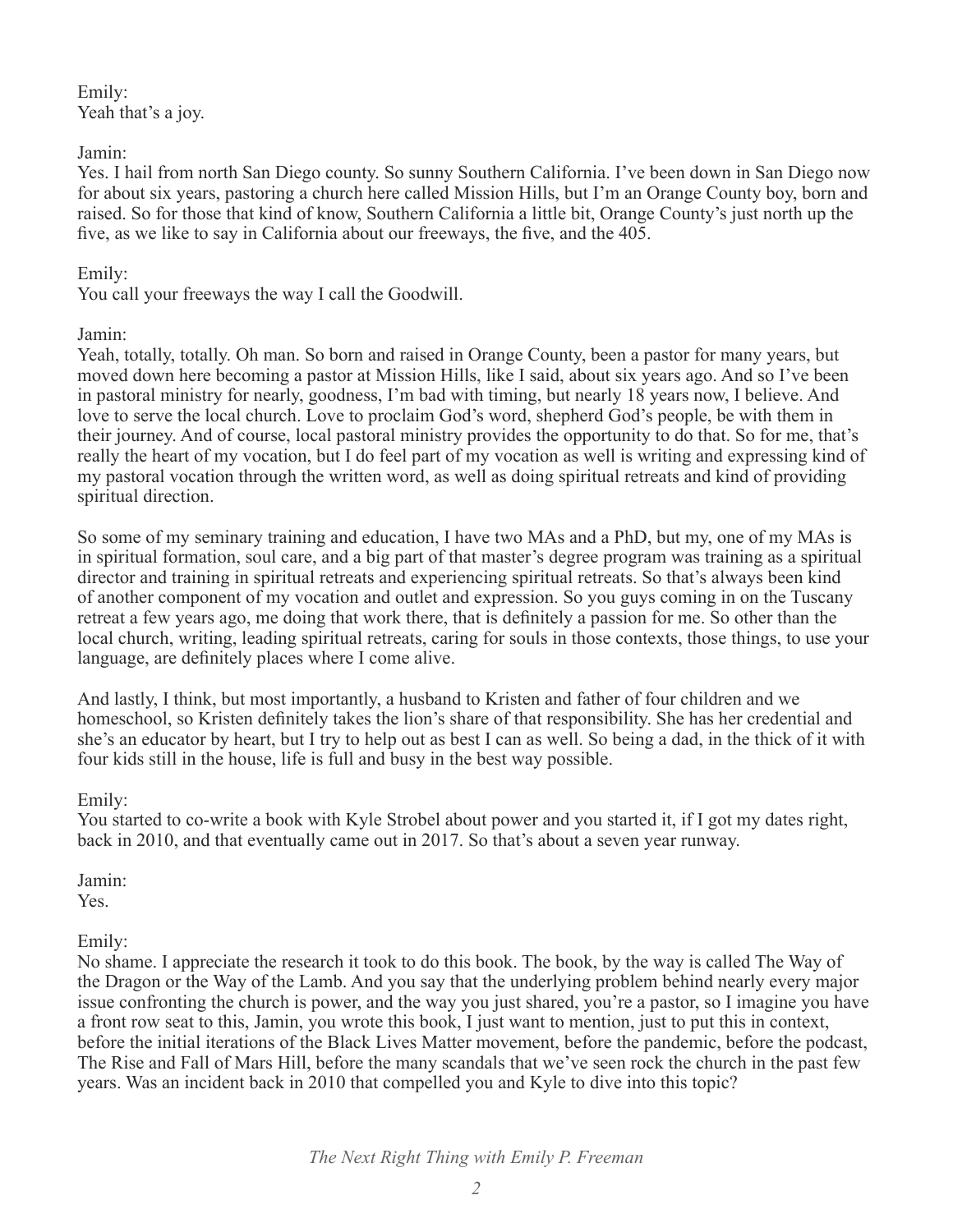Emily:
Yeah that's a joy.

Jamin:
Yes. I hail from north San Diego county. So sunny Southern California. I've been down in San Diego now for about six years, pastoring a church here called Mission Hills, but I'm an Orange County boy, born and raised. So for those that kind of know, Southern California a little bit, Orange County's just north up the five, as we like to say in California about our freeways, the five, and the 405.

Emily:
You call your freeways the way I call the Goodwill.

Jamin:
Yeah, totally, totally. Oh man. So born and raised in Orange County, been a pastor for many years, but moved down here becoming a pastor at Mission Hills, like I said, about six years ago. And so I've been in pastoral ministry for nearly, goodness, I'm bad with timing, but nearly 18 years now, I believe. And love to serve the local church. Love to proclaim God's word, shepherd God's people, be with them in their journey. And of course, local pastoral ministry provides the opportunity to do that. So for me, that's really the heart of my vocation, but I do feel part of my vocation as well is writing and expressing kind of my pastoral vocation through the written word, as well as doing spiritual retreats and kind of providing spiritual direction.

So some of my seminary training and education, I have two MAs and a PhD, but my, one of my MAs is in spiritual formation, soul care, and a big part of that master's degree program was training as a spiritual director and training in spiritual retreats and experiencing spiritual retreats. So that's always been kind of another component of my vocation and outlet and expression. So you guys coming in on the Tuscany retreat a few years ago, me doing that work there, that is definitely a passion for me. So other than the local church, writing, leading spiritual retreats, caring for souls in those contexts, those things, to use your language, are definitely places where I come alive.

And lastly, I think, but most importantly, a husband to Kristen and father of four children and we homeschool, so Kristen definitely takes the lion's share of that responsibility. She has her credential and she's an educator by heart, but I try to help out as best I can as well. So being a dad, in the thick of it with four kids still in the house, life is full and busy in the best way possible.

Emily:
You started to co-write a book with Kyle Strobel about power and you started it, if I got my dates right, back in 2010, and that eventually came out in 2017. So that's about a seven year runway.

Jamin:
Yes.

Emily:
No shame. I appreciate the research it took to do this book. The book, by the way is called The Way of the Dragon or the Way of the Lamb. And you say that the underlying problem behind nearly every major issue confronting the church is power, and the way you just shared, you're a pastor, so I imagine you have a front row seat to this, Jamin, you wrote this book, I just want to mention, just to put this in context, before the initial iterations of the Black Lives Matter movement, before the pandemic, before the podcast, The Rise and Fall of Mars Hill, before the many scandals that we've seen rock the church in the past few years. Was an incident back in 2010 that compelled you and Kyle to dive into this topic?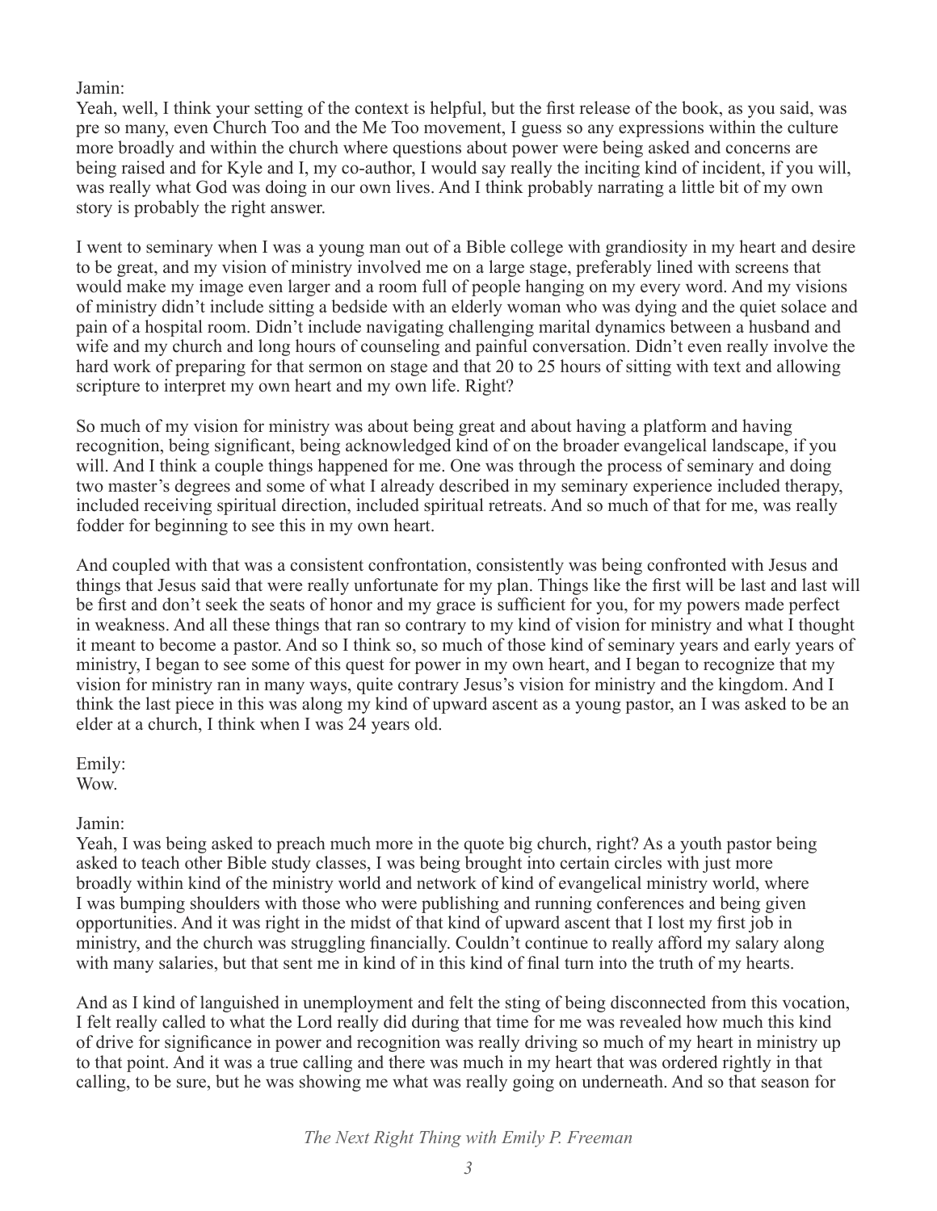Jamin:
Yeah, well, I think your setting of the context is helpful, but the first release of the book, as you said, was pre so many, even Church Too and the Me Too movement, I guess so any expressions within the culture more broadly and within the church where questions about power were being asked and concerns are being raised and for Kyle and I, my co-author, I would say really the inciting kind of incident, if you will, was really what God was doing in our own lives. And I think probably narrating a little bit of my own story is probably the right answer.

I went to seminary when I was a young man out of a Bible college with grandiosity in my heart and desire to be great, and my vision of ministry involved me on a large stage, preferably lined with screens that would make my image even larger and a room full of people hanging on my every word. And my visions of ministry didn't include sitting a bedside with an elderly woman who was dying and the quiet solace and pain of a hospital room. Didn't include navigating challenging marital dynamics between a husband and wife and my church and long hours of counseling and painful conversation. Didn't even really involve the hard work of preparing for that sermon on stage and that 20 to 25 hours of sitting with text and allowing scripture to interpret my own heart and my own life. Right?

So much of my vision for ministry was about being great and about having a platform and having recognition, being significant, being acknowledged kind of on the broader evangelical landscape, if you will. And I think a couple things happened for me. One was through the process of seminary and doing two master's degrees and some of what I already described in my seminary experience included therapy, included receiving spiritual direction, included spiritual retreats. And so much of that for me, was really fodder for beginning to see this in my own heart.

And coupled with that was a consistent confrontation, consistently was being confronted with Jesus and things that Jesus said that were really unfortunate for my plan. Things like the first will be last and last will be first and don't seek the seats of honor and my grace is sufficient for you, for my powers made perfect in weakness. And all these things that ran so contrary to my kind of vision for ministry and what I thought it meant to become a pastor. And so I think so, so much of those kind of seminary years and early years of ministry, I began to see some of this quest for power in my own heart, and I began to recognize that my vision for ministry ran in many ways, quite contrary Jesus's vision for ministry and the kingdom. And I think the last piece in this was along my kind of upward ascent as a young pastor, an I was asked to be an elder at a church, I think when I was 24 years old.

Emily:
Wow.

Jamin:
Yeah, I was being asked to preach much more in the quote big church, right? As a youth pastor being asked to teach other Bible study classes, I was being brought into certain circles with just more broadly within kind of the ministry world and network of kind of evangelical ministry world, where I was bumping shoulders with those who were publishing and running conferences and being given opportunities. And it was right in the midst of that kind of upward ascent that I lost my first job in ministry, and the church was struggling financially. Couldn't continue to really afford my salary along with many salaries, but that sent me in kind of in this kind of final turn into the truth of my hearts.

And as I kind of languished in unemployment and felt the sting of being disconnected from this vocation, I felt really called to what the Lord really did during that time for me was revealed how much this kind of drive for significance in power and recognition was really driving so much of my heart in ministry up to that point. And it was a true calling and there was much in my heart that was ordered rightly in that calling, to be sure, but he was showing me what was really going on underneath. And so that season for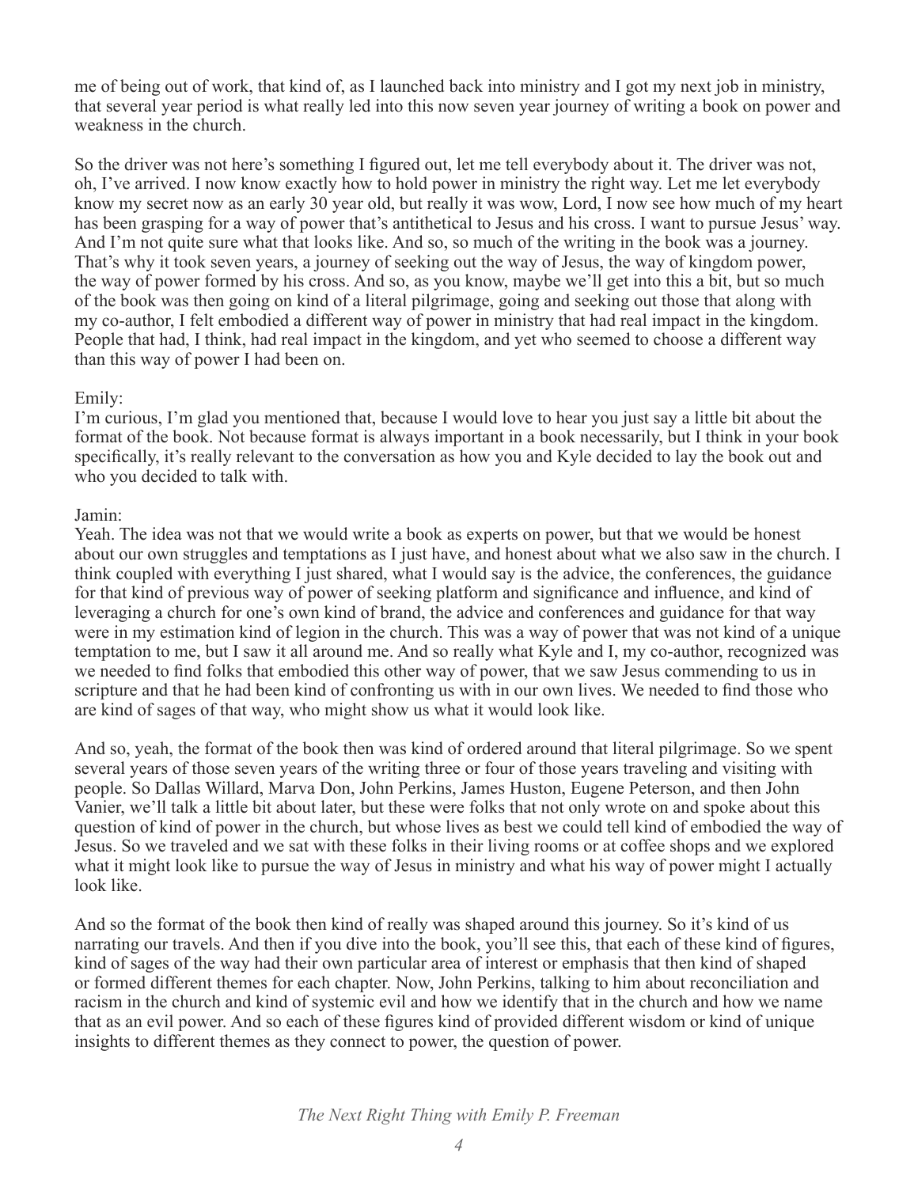me of being out of work, that kind of, as I launched back into ministry and I got my next job in ministry, that several year period is what really led into this now seven year journey of writing a book on power and weakness in the church.

So the driver was not here's something I figured out, let me tell everybody about it. The driver was not, oh, I've arrived. I now know exactly how to hold power in ministry the right way. Let me let everybody know my secret now as an early 30 year old, but really it was wow, Lord, I now see how much of my heart has been grasping for a way of power that's antithetical to Jesus and his cross. I want to pursue Jesus' way. And I'm not quite sure what that looks like. And so, so much of the writing in the book was a journey. That's why it took seven years, a journey of seeking out the way of Jesus, the way of kingdom power, the way of power formed by his cross. And so, as you know, maybe we'll get into this a bit, but so much of the book was then going on kind of a literal pilgrimage, going and seeking out those that along with my co-author, I felt embodied a different way of power in ministry that had real impact in the kingdom. People that had, I think, had real impact in the kingdom, and yet who seemed to choose a different way than this way of power I had been on.

Emily:
I'm curious, I'm glad you mentioned that, because I would love to hear you just say a little bit about the format of the book. Not because format is always important in a book necessarily, but I think in your book specifically, it's really relevant to the conversation as how you and Kyle decided to lay the book out and who you decided to talk with.

Jamin:
Yeah. The idea was not that we would write a book as experts on power, but that we would be honest about our own struggles and temptations as I just have, and honest about what we also saw in the church. I think coupled with everything I just shared, what I would say is the advice, the conferences, the guidance for that kind of previous way of power of seeking platform and significance and influence, and kind of leveraging a church for one's own kind of brand, the advice and conferences and guidance for that way were in my estimation kind of legion in the church. This was a way of power that was not kind of a unique temptation to me, but I saw it all around me. And so really what Kyle and I, my co-author, recognized was we needed to find folks that embodied this other way of power, that we saw Jesus commending to us in scripture and that he had been kind of confronting us with in our own lives. We needed to find those who are kind of sages of that way, who might show us what it would look like.

And so, yeah, the format of the book then was kind of ordered around that literal pilgrimage. So we spent several years of those seven years of the writing three or four of those years traveling and visiting with people. So Dallas Willard, Marva Don, John Perkins, James Huston, Eugene Peterson, and then John Vanier, we'll talk a little bit about later, but these were folks that not only wrote on and spoke about this question of kind of power in the church, but whose lives as best we could tell kind of embodied the way of Jesus. So we traveled and we sat with these folks in their living rooms or at coffee shops and we explored what it might look like to pursue the way of Jesus in ministry and what his way of power might I actually look like.

And so the format of the book then kind of really was shaped around this journey. So it's kind of us narrating our travels. And then if you dive into the book, you'll see this, that each of these kind of figures, kind of sages of the way had their own particular area of interest or emphasis that then kind of shaped or formed different themes for each chapter. Now, John Perkins, talking to him about reconciliation and racism in the church and kind of systemic evil and how we identify that in the church and how we name that as an evil power. And so each of these figures kind of provided different wisdom or kind of unique insights to different themes as they connect to power, the question of power.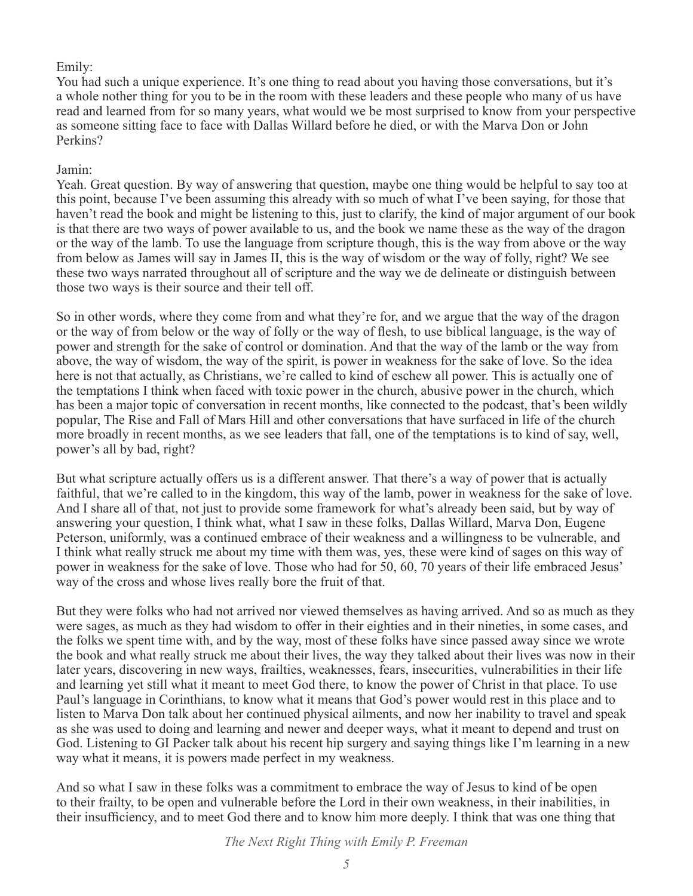Emily:
You had such a unique experience. It's one thing to read about you having those conversations, but it's a whole nother thing for you to be in the room with these leaders and these people who many of us have read and learned from for so many years, what would we be most surprised to know from your perspective as someone sitting face to face with Dallas Willard before he died, or with the Marva Don or John Perkins?

Jamin:
Yeah. Great question. By way of answering that question, maybe one thing would be helpful to say too at this point, because I've been assuming this already with so much of what I've been saying, for those that haven't read the book and might be listening to this, just to clarify, the kind of major argument of our book is that there are two ways of power available to us, and the book we name these as the way of the dragon or the way of the lamb. To use the language from scripture though, this is the way from above or the way from below as James will say in James II, this is the way of wisdom or the way of folly, right? We see these two ways narrated throughout all of scripture and the way we de delineate or distinguish between those two ways is their source and their tell off.

So in other words, where they come from and what they're for, and we argue that the way of the dragon or the way of from below or the way of folly or the way of flesh, to use biblical language, is the way of power and strength for the sake of control or domination. And that the way of the lamb or the way from above, the way of wisdom, the way of the spirit, is power in weakness for the sake of love. So the idea here is not that actually, as Christians, we're called to kind of eschew all power. This is actually one of the temptations I think when faced with toxic power in the church, abusive power in the church, which has been a major topic of conversation in recent months, like connected to the podcast, that's been wildly popular, The Rise and Fall of Mars Hill and other conversations that have surfaced in life of the church more broadly in recent months, as we see leaders that fall, one of the temptations is to kind of say, well, power's all by bad, right?

But what scripture actually offers us is a different answer. That there's a way of power that is actually faithful, that we're called to in the kingdom, this way of the lamb, power in weakness for the sake of love. And I share all of that, not just to provide some framework for what's already been said, but by way of answering your question, I think what, what I saw in these folks, Dallas Willard, Marva Don, Eugene Peterson, uniformly, was a continued embrace of their weakness and a willingness to be vulnerable, and I think what really struck me about my time with them was, yes, these were kind of sages on this way of power in weakness for the sake of love. Those who had for 50, 60, 70 years of their life embraced Jesus' way of the cross and whose lives really bore the fruit of that.

But they were folks who had not arrived nor viewed themselves as having arrived. And so as much as they were sages, as much as they had wisdom to offer in their eighties and in their nineties, in some cases, and the folks we spent time with, and by the way, most of these folks have since passed away since we wrote the book and what really struck me about their lives, the way they talked about their lives was now in their later years, discovering in new ways, frailties, weaknesses, fears, insecurities, vulnerabilities in their life and learning yet still what it meant to meet God there, to know the power of Christ in that place. To use Paul's language in Corinthians, to know what it means that God's power would rest in this place and to listen to Marva Don talk about her continued physical ailments, and now her inability to travel and speak as she was used to doing and learning and newer and deeper ways, what it meant to depend and trust on God. Listening to GI Packer talk about his recent hip surgery and saying things like I'm learning in a new way what it means, it is powers made perfect in my weakness.

And so what I saw in these folks was a commitment to embrace the way of Jesus to kind of be open to their frailty, to be open and vulnerable before the Lord in their own weakness, in their inabilities, in their insufficiency, and to meet God there and to know him more deeply. I think that was one thing that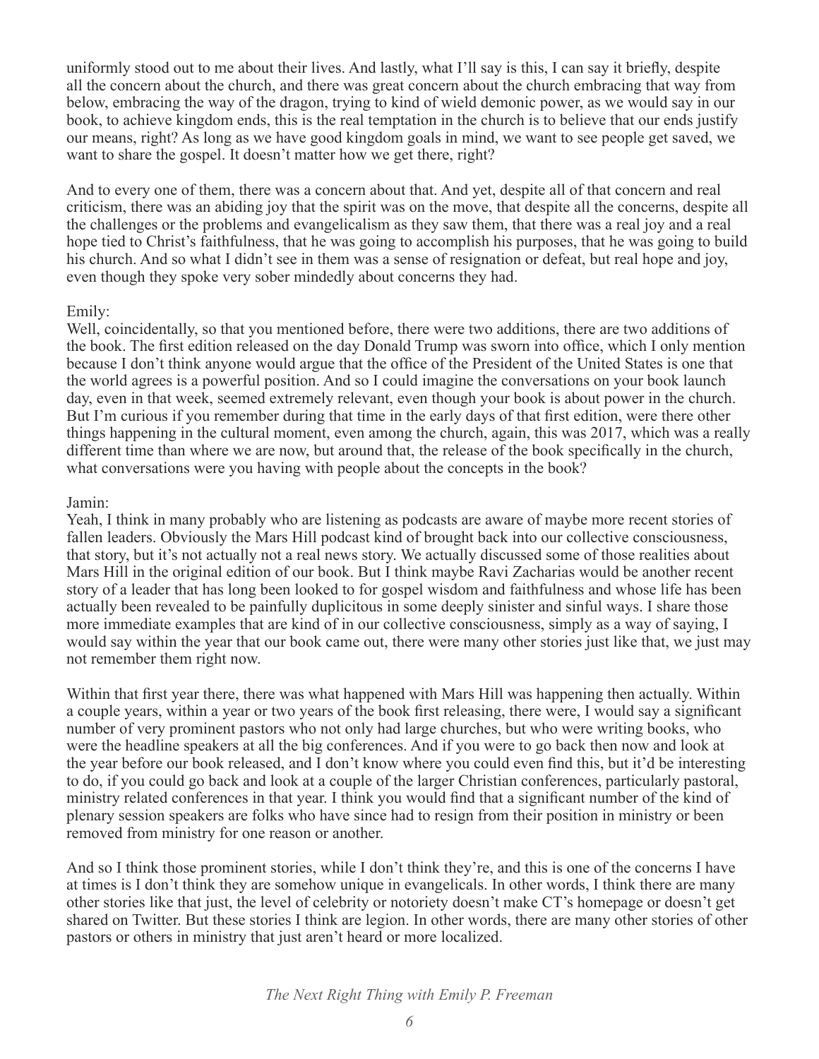uniformly stood out to me about their lives. And lastly, what I'll say is this, I can say it briefly, despite all the concern about the church, and there was great concern about the church embracing that way from below, embracing the way of the dragon, trying to kind of wield demonic power, as we would say in our book, to achieve kingdom ends, this is the real temptation in the church is to believe that our ends justify our means, right? As long as we have good kingdom goals in mind, we want to see people get saved, we want to share the gospel. It doesn't matter how we get there, right?

And to every one of them, there was a concern about that. And yet, despite all of that concern and real criticism, there was an abiding joy that the spirit was on the move, that despite all the concerns, despite all the challenges or the problems and evangelicalism as they saw them, that there was a real joy and a real hope tied to Christ's faithfulness, that he was going to accomplish his purposes, that he was going to build his church. And so what I didn't see in them was a sense of resignation or defeat, but real hope and joy, even though they spoke very sober mindedly about concerns they had.

Emily:
Well, coincidentally, so that you mentioned before, there were two additions, there are two additions of the book. The first edition released on the day Donald Trump was sworn into office, which I only mention because I don't think anyone would argue that the office of the President of the United States is one that the world agrees is a powerful position. And so I could imagine the conversations on your book launch day, even in that week, seemed extremely relevant, even though your book is about power in the church. But I'm curious if you remember during that time in the early days of that first edition, were there other things happening in the cultural moment, even among the church, again, this was 2017, which was a really different time than where we are now, but around that, the release of the book specifically in the church, what conversations were you having with people about the concepts in the book?

Jamin:
Yeah, I think in many probably who are listening as podcasts are aware of maybe more recent stories of fallen leaders. Obviously the Mars Hill podcast kind of brought back into our collective consciousness, that story, but it's not actually not a real news story. We actually discussed some of those realities about Mars Hill in the original edition of our book. But I think maybe Ravi Zacharias would be another recent story of a leader that has long been looked to for gospel wisdom and faithfulness and whose life has been actually been revealed to be painfully duplicitous in some deeply sinister and sinful ways. I share those more immediate examples that are kind of in our collective consciousness, simply as a way of saying, I would say within the year that our book came out, there were many other stories just like that, we just may not remember them right now.

Within that first year there, there was what happened with Mars Hill was happening then actually. Within a couple years, within a year or two years of the book first releasing, there were, I would say a significant number of very prominent pastors who not only had large churches, but who were writing books, who were the headline speakers at all the big conferences. And if you were to go back then now and look at the year before our book released, and I don't know where you could even find this, but it'd be interesting to do, if you could go back and look at a couple of the larger Christian conferences, particularly pastoral, ministry related conferences in that year. I think you would find that a significant number of the kind of plenary session speakers are folks who have since had to resign from their position in ministry or been removed from ministry for one reason or another.

And so I think those prominent stories, while I don't think they're, and this is one of the concerns I have at times is I don't think they are somehow unique in evangelicals. In other words, I think there are many other stories like that just, the level of celebrity or notoriety doesn't make CT's homepage or doesn't get shared on Twitter. But these stories I think are legion. In other words, there are many other stories of other pastors or others in ministry that just aren't heard or more localized.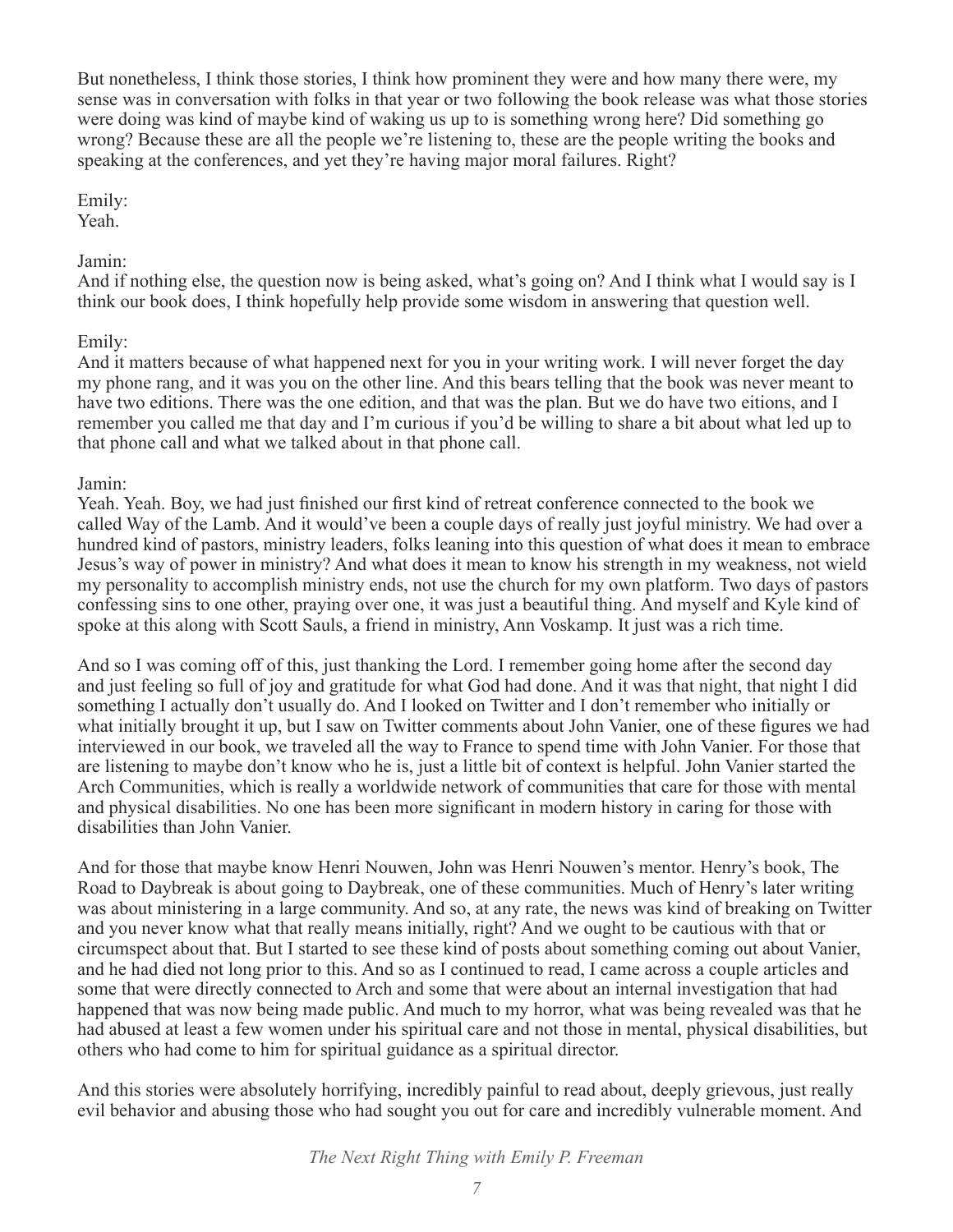But nonetheless, I think those stories, I think how prominent they were and how many there were, my sense was in conversation with folks in that year or two following the book release was what those stories were doing was kind of maybe kind of waking us up to is something wrong here? Did something go wrong? Because these are all the people we're listening to, these are the people writing the books and speaking at the conferences, and yet they're having major moral failures. Right?

Emily:
Yeah.

Jamin:
And if nothing else, the question now is being asked, what's going on? And I think what I would say is I think our book does, I think hopefully help provide some wisdom in answering that question well.

Emily:
And it matters because of what happened next for you in your writing work. I will never forget the day my phone rang, and it was you on the other line. And this bears telling that the book was never meant to have two editions. There was the one edition, and that was the plan. But we do have two eitions, and I remember you called me that day and I'm curious if you'd be willing to share a bit about what led up to that phone call and what we talked about in that phone call.

Jamin:
Yeah. Yeah. Boy, we had just finished our first kind of retreat conference connected to the book we called Way of the Lamb. And it would've been a couple days of really just joyful ministry. We had over a hundred kind of pastors, ministry leaders, folks leaning into this question of what does it mean to embrace Jesus's way of power in ministry? And what does it mean to know his strength in my weakness, not wield my personality to accomplish ministry ends, not use the church for my own platform. Two days of pastors confessing sins to one other, praying over one, it was just a beautiful thing. And myself and Kyle kind of spoke at this along with Scott Sauls, a friend in ministry, Ann Voskamp. It just was a rich time.

And so I was coming off of this, just thanking the Lord. I remember going home after the second day and just feeling so full of joy and gratitude for what God had done. And it was that night, that night I did something I actually don't usually do. And I looked on Twitter and I don't remember who initially or what initially brought it up, but I saw on Twitter comments about John Vanier, one of these figures we had interviewed in our book, we traveled all the way to France to spend time with John Vanier. For those that are listening to maybe don't know who he is, just a little bit of context is helpful. John Vanier started the Arch Communities, which is really a worldwide network of communities that care for those with mental and physical disabilities. No one has been more significant in modern history in caring for those with disabilities than John Vanier.

And for those that maybe know Henri Nouwen, John was Henri Nouwen's mentor. Henry's book, The Road to Daybreak is about going to Daybreak, one of these communities. Much of Henry's later writing was about ministering in a large community. And so, at any rate, the news was kind of breaking on Twitter and you never know what that really means initially, right? And we ought to be cautious with that or circumspect about that. But I started to see these kind of posts about something coming out about Vanier, and he had died not long prior to this. And so as I continued to read, I came across a couple articles and some that were directly connected to Arch and some that were about an internal investigation that had happened that was now being made public. And much to my horror, what was being revealed was that he had abused at least a few women under his spiritual care and not those in mental, physical disabilities, but others who had come to him for spiritual guidance as a spiritual director.

And this stories were absolutely horrifying, incredibly painful to read about, deeply grievous, just really evil behavior and abusing those who had sought you out for care and incredibly vulnerable moment. And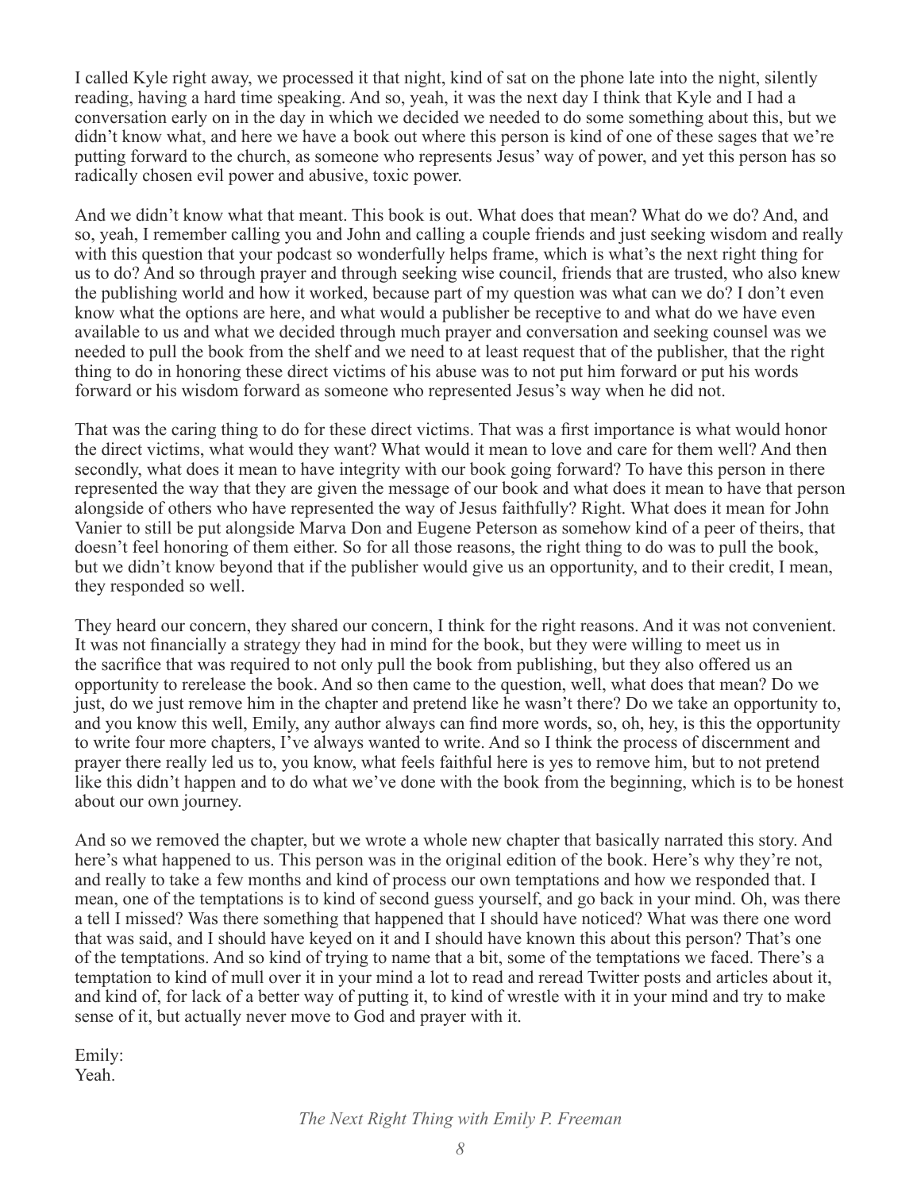I called Kyle right away, we processed it that night, kind of sat on the phone late into the night, silently reading, having a hard time speaking. And so, yeah, it was the next day I think that Kyle and I had a conversation early on in the day in which we decided we needed to do some something about this, but we didn't know what, and here we have a book out where this person is kind of one of these sages that we're putting forward to the church, as someone who represents Jesus' way of power, and yet this person has so radically chosen evil power and abusive, toxic power.

And we didn't know what that meant. This book is out. What does that mean? What do we do? And, and so, yeah, I remember calling you and John and calling a couple friends and just seeking wisdom and really with this question that your podcast so wonderfully helps frame, which is what's the next right thing for us to do? And so through prayer and through seeking wise council, friends that are trusted, who also knew the publishing world and how it worked, because part of my question was what can we do? I don't even know what the options are here, and what would a publisher be receptive to and what do we have even available to us and what we decided through much prayer and conversation and seeking counsel was we needed to pull the book from the shelf and we need to at least request that of the publisher, that the right thing to do in honoring these direct victims of his abuse was to not put him forward or put his words forward or his wisdom forward as someone who represented Jesus's way when he did not.

That was the caring thing to do for these direct victims. That was a first importance is what would honor the direct victims, what would they want? What would it mean to love and care for them well? And then secondly, what does it mean to have integrity with our book going forward? To have this person in there represented the way that they are given the message of our book and what does it mean to have that person alongside of others who have represented the way of Jesus faithfully? Right. What does it mean for John Vanier to still be put alongside Marva Don and Eugene Peterson as somehow kind of a peer of theirs, that doesn't feel honoring of them either. So for all those reasons, the right thing to do was to pull the book, but we didn't know beyond that if the publisher would give us an opportunity, and to their credit, I mean, they responded so well.

They heard our concern, they shared our concern, I think for the right reasons. And it was not convenient. It was not financially a strategy they had in mind for the book, but they were willing to meet us in the sacrifice that was required to not only pull the book from publishing, but they also offered us an opportunity to rerelease the book. And so then came to the question, well, what does that mean? Do we just, do we just remove him in the chapter and pretend like he wasn't there? Do we take an opportunity to, and you know this well, Emily, any author always can find more words, so, oh, hey, is this the opportunity to write four more chapters, I've always wanted to write. And so I think the process of discernment and prayer there really led us to, you know, what feels faithful here is yes to remove him, but to not pretend like this didn't happen and to do what we've done with the book from the beginning, which is to be honest about our own journey.

And so we removed the chapter, but we wrote a whole new chapter that basically narrated this story. And here's what happened to us. This person was in the original edition of the book. Here's why they're not, and really to take a few months and kind of process our own temptations and how we responded that. I mean, one of the temptations is to kind of second guess yourself, and go back in your mind. Oh, was there a tell I missed? Was there something that happened that I should have noticed? What was there one word that was said, and I should have keyed on it and I should have known this about this person? That's one of the temptations. And so kind of trying to name that a bit, some of the temptations we faced. There's a temptation to kind of mull over it in your mind a lot to read and reread Twitter posts and articles about it, and kind of, for lack of a better way of putting it, to kind of wrestle with it in your mind and try to make sense of it, but actually never move to God and prayer with it.

Emily:
Yeah.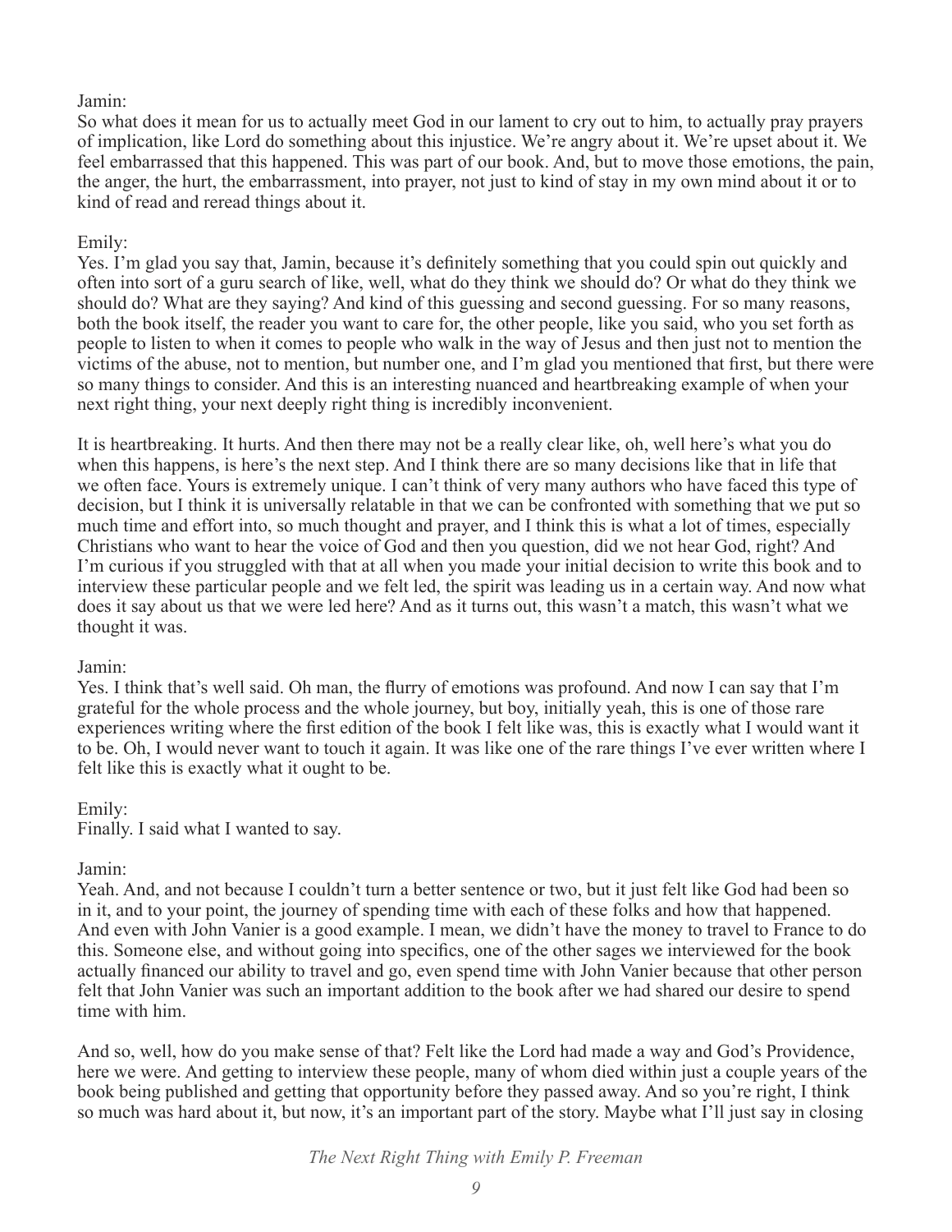Jamin:

So what does it mean for us to actually meet God in our lament to cry out to him, to actually pray prayers of implication, like Lord do something about this injustice. We're angry about it. We're upset about it. We feel embarrassed that this happened. This was part of our book. And, but to move those emotions, the pain, the anger, the hurt, the embarrassment, into prayer, not just to kind of stay in my own mind about it or to kind of read and reread things about it.

Emily:

Yes. I'm glad you say that, Jamin, because it's definitely something that you could spin out quickly and often into sort of a guru search of like, well, what do they think we should do? Or what do they think we should do? What are they saying? And kind of this guessing and second guessing. For so many reasons, both the book itself, the reader you want to care for, the other people, like you said, who you set forth as people to listen to when it comes to people who walk in the way of Jesus and then just not to mention the victims of the abuse, not to mention, but number one, and I'm glad you mentioned that first, but there were so many things to consider. And this is an interesting nuanced and heartbreaking example of when your next right thing, your next deeply right thing is incredibly inconvenient.

It is heartbreaking. It hurts. And then there may not be a really clear like, oh, well here's what you do when this happens, is here's the next step. And I think there are so many decisions like that in life that we often face. Yours is extremely unique. I can't think of very many authors who have faced this type of decision, but I think it is universally relatable in that we can be confronted with something that we put so much time and effort into, so much thought and prayer, and I think this is what a lot of times, especially Christians who want to hear the voice of God and then you question, did we not hear God, right? And I'm curious if you struggled with that at all when you made your initial decision to write this book and to interview these particular people and we felt led, the spirit was leading us in a certain way. And now what does it say about us that we were led here? And as it turns out, this wasn't a match, this wasn't what we thought it was.

Jamin:

Yes. I think that's well said. Oh man, the flurry of emotions was profound. And now I can say that I'm grateful for the whole process and the whole journey, but boy, initially yeah, this is one of those rare experiences writing where the first edition of the book I felt like was, this is exactly what I would want it to be. Oh, I would never want to touch it again. It was like one of the rare things I've ever written where I felt like this is exactly what it ought to be.

Emily:

Finally. I said what I wanted to say.

Jamin:

Yeah. And, and not because I couldn't turn a better sentence or two, but it just felt like God had been so in it, and to your point, the journey of spending time with each of these folks and how that happened. And even with John Vanier is a good example. I mean, we didn't have the money to travel to France to do this. Someone else, and without going into specifics, one of the other sages we interviewed for the book actually financed our ability to travel and go, even spend time with John Vanier because that other person felt that John Vanier was such an important addition to the book after we had shared our desire to spend time with him.

And so, well, how do you make sense of that? Felt like the Lord had made a way and God's Providence, here we were. And getting to interview these people, many of whom died within just a couple years of the book being published and getting that opportunity before they passed away. And so you're right, I think so much was hard about it, but now, it's an important part of the story. Maybe what I'll just say in closing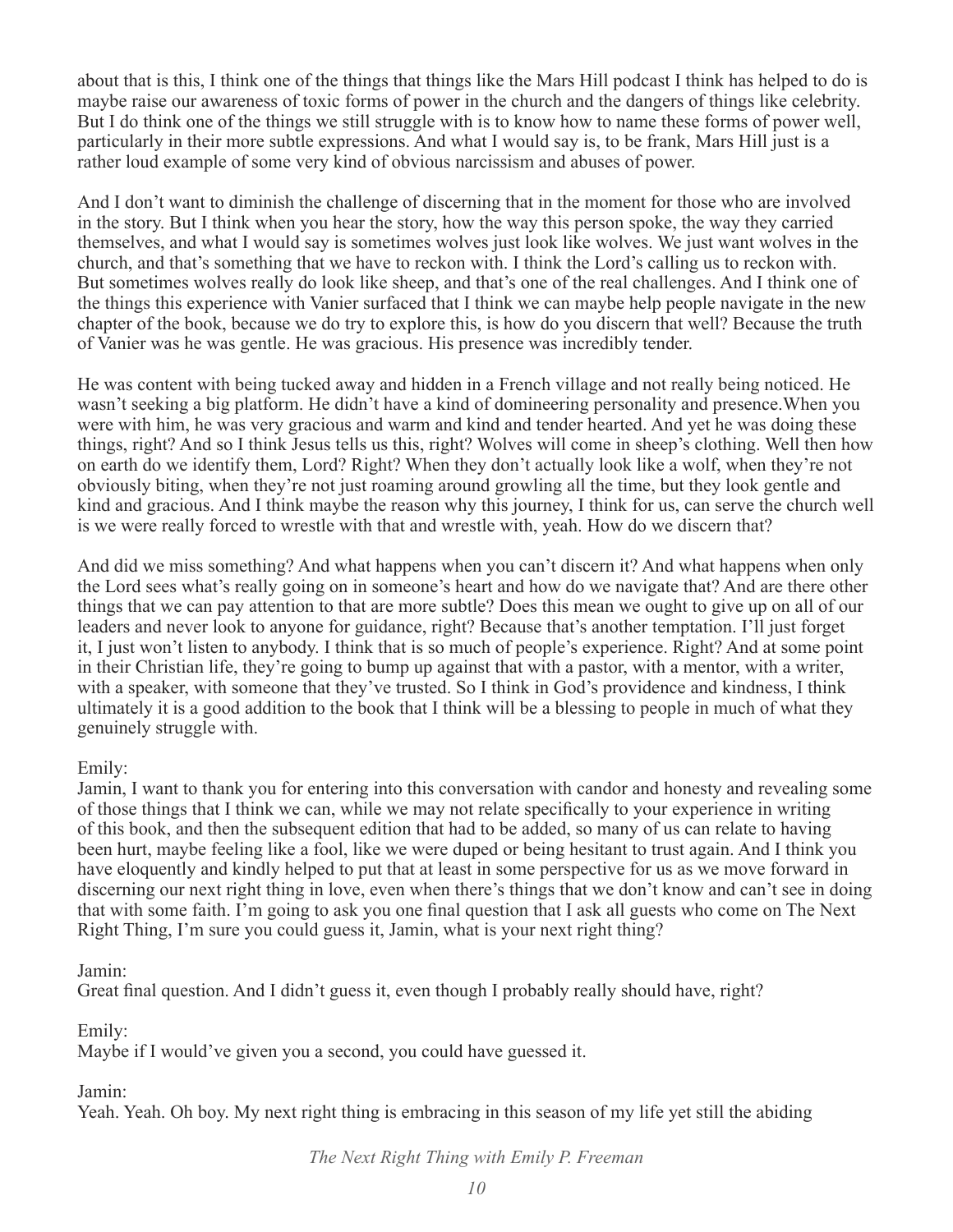about that is this, I think one of the things that things like the Mars Hill podcast I think has helped to do is maybe raise our awareness of toxic forms of power in the church and the dangers of things like celebrity. But I do think one of the things we still struggle with is to know how to name these forms of power well, particularly in their more subtle expressions. And what I would say is, to be frank, Mars Hill just is a rather loud example of some very kind of obvious narcissism and abuses of power.

And I don't want to diminish the challenge of discerning that in the moment for those who are involved in the story. But I think when you hear the story, how the way this person spoke, the way they carried themselves, and what I would say is sometimes wolves just look like wolves. We just want wolves in the church, and that's something that we have to reckon with. I think the Lord's calling us to reckon with. But sometimes wolves really do look like sheep, and that's one of the real challenges. And I think one of the things this experience with Vanier surfaced that I think we can maybe help people navigate in the new chapter of the book, because we do try to explore this, is how do you discern that well? Because the truth of Vanier was he was gentle. He was gracious. His presence was incredibly tender.

He was content with being tucked away and hidden in a French village and not really being noticed. He wasn't seeking a big platform. He didn't have a kind of domineering personality and presence.When you were with him, he was very gracious and warm and kind and tender hearted. And yet he was doing these things, right? And so I think Jesus tells us this, right? Wolves will come in sheep's clothing. Well then how on earth do we identify them, Lord? Right? When they don't actually look like a wolf, when they're not obviously biting, when they're not just roaming around growling all the time, but they look gentle and kind and gracious. And I think maybe the reason why this journey, I think for us, can serve the church well is we were really forced to wrestle with that and wrestle with, yeah. How do we discern that?

And did we miss something? And what happens when you can't discern it? And what happens when only the Lord sees what's really going on in someone's heart and how do we navigate that? And are there other things that we can pay attention to that are more subtle? Does this mean we ought to give up on all of our leaders and never look to anyone for guidance, right? Because that's another temptation. I'll just forget it, I just won't listen to anybody. I think that is so much of people's experience. Right? And at some point in their Christian life, they're going to bump up against that with a pastor, with a mentor, with a writer, with a speaker, with someone that they've trusted. So I think in God's providence and kindness, I think ultimately it is a good addition to the book that I think will be a blessing to people in much of what they genuinely struggle with.

Emily:
Jamin, I want to thank you for entering into this conversation with candor and honesty and revealing some of those things that I think we can, while we may not relate specifically to your experience in writing of this book, and then the subsequent edition that had to be added, so many of us can relate to having been hurt, maybe feeling like a fool, like we were duped or being hesitant to trust again. And I think you have eloquently and kindly helped to put that at least in some perspective for us as we move forward in discerning our next right thing in love, even when there's things that we don't know and can't see in doing that with some faith. I'm going to ask you one final question that I ask all guests who come on The Next Right Thing, I'm sure you could guess it, Jamin, what is your next right thing?

Jamin:
Great final question. And I didn't guess it, even though I probably really should have, right?

Emily:
Maybe if I would've given you a second, you could have guessed it.

Jamin:
Yeah. Yeah. Oh boy. My next right thing is embracing in this season of my life yet still the abiding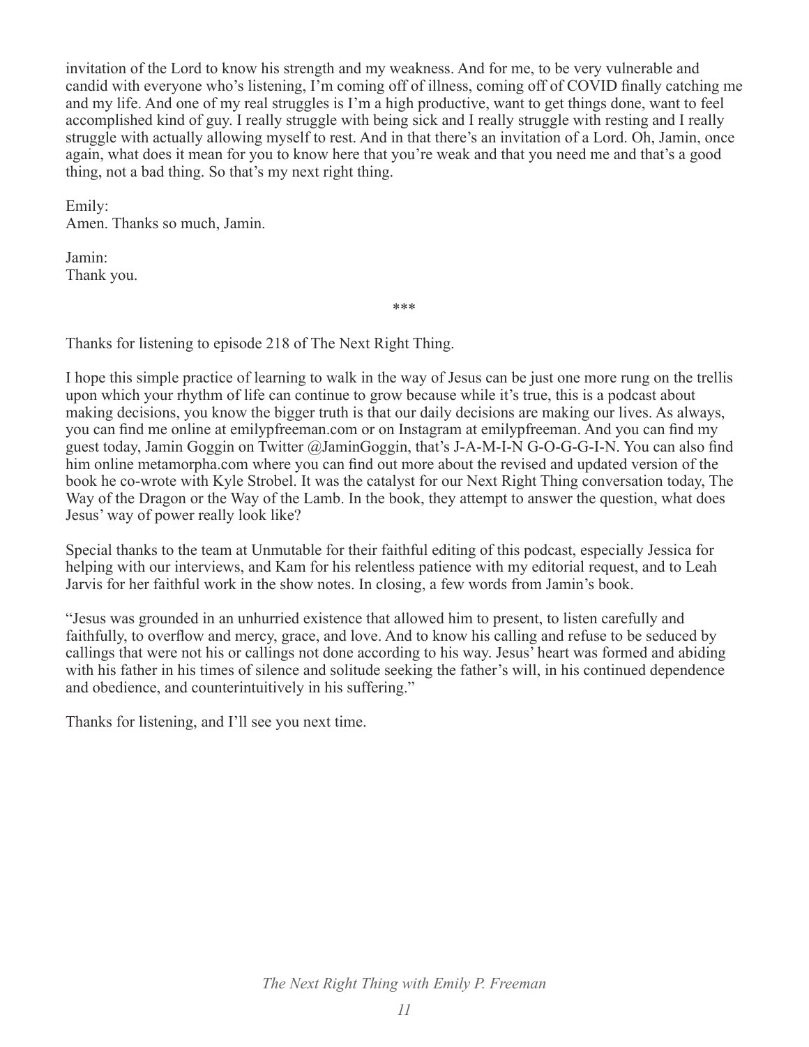invitation of the Lord to know his strength and my weakness. And for me, to be very vulnerable and candid with everyone who's listening, I'm coming off of illness, coming off of COVID finally catching me and my life. And one of my real struggles is I'm a high productive, want to get things done, want to feel accomplished kind of guy. I really struggle with being sick and I really struggle with resting and I really struggle with actually allowing myself to rest. And in that there's an invitation of a Lord. Oh, Jamin, once again, what does it mean for you to know here that you're weak and that you need me and that's a good thing, not a bad thing. So that's my next right thing.

Emily:
Amen. Thanks so much, Jamin.

Jamin:
Thank you.

***

Thanks for listening to episode 218 of The Next Right Thing.

I hope this simple practice of learning to walk in the way of Jesus can be just one more rung on the trellis upon which your rhythm of life can continue to grow because while it's true, this is a podcast about making decisions, you know the bigger truth is that our daily decisions are making our lives. As always, you can find me online at emilypfreeman.com or on Instagram at emilypfreeman. And you can find my guest today, Jamin Goggin on Twitter @JaminGoggin, that's J-A-M-I-N G-O-G-G-I-N. You can also find him online metamorpha.com where you can find out more about the revised and updated version of the book he co-wrote with Kyle Strobel. It was the catalyst for our Next Right Thing conversation today, The Way of the Dragon or the Way of the Lamb. In the book, they attempt to answer the question, what does Jesus' way of power really look like?

Special thanks to the team at Unmutable for their faithful editing of this podcast, especially Jessica for helping with our interviews, and Kam for his relentless patience with my editorial request, and to Leah Jarvis for her faithful work in the show notes. In closing, a few words from Jamin's book.

"Jesus was grounded in an unhurried existence that allowed him to present, to listen carefully and faithfully, to overflow and mercy, grace, and love. And to know his calling and refuse to be seduced by callings that were not his or callings not done according to his way. Jesus' heart was formed and abiding with his father in his times of silence and solitude seeking the father's will, in his continued dependence and obedience, and counterintuitively in his suffering."

Thanks for listening, and I'll see you next time.